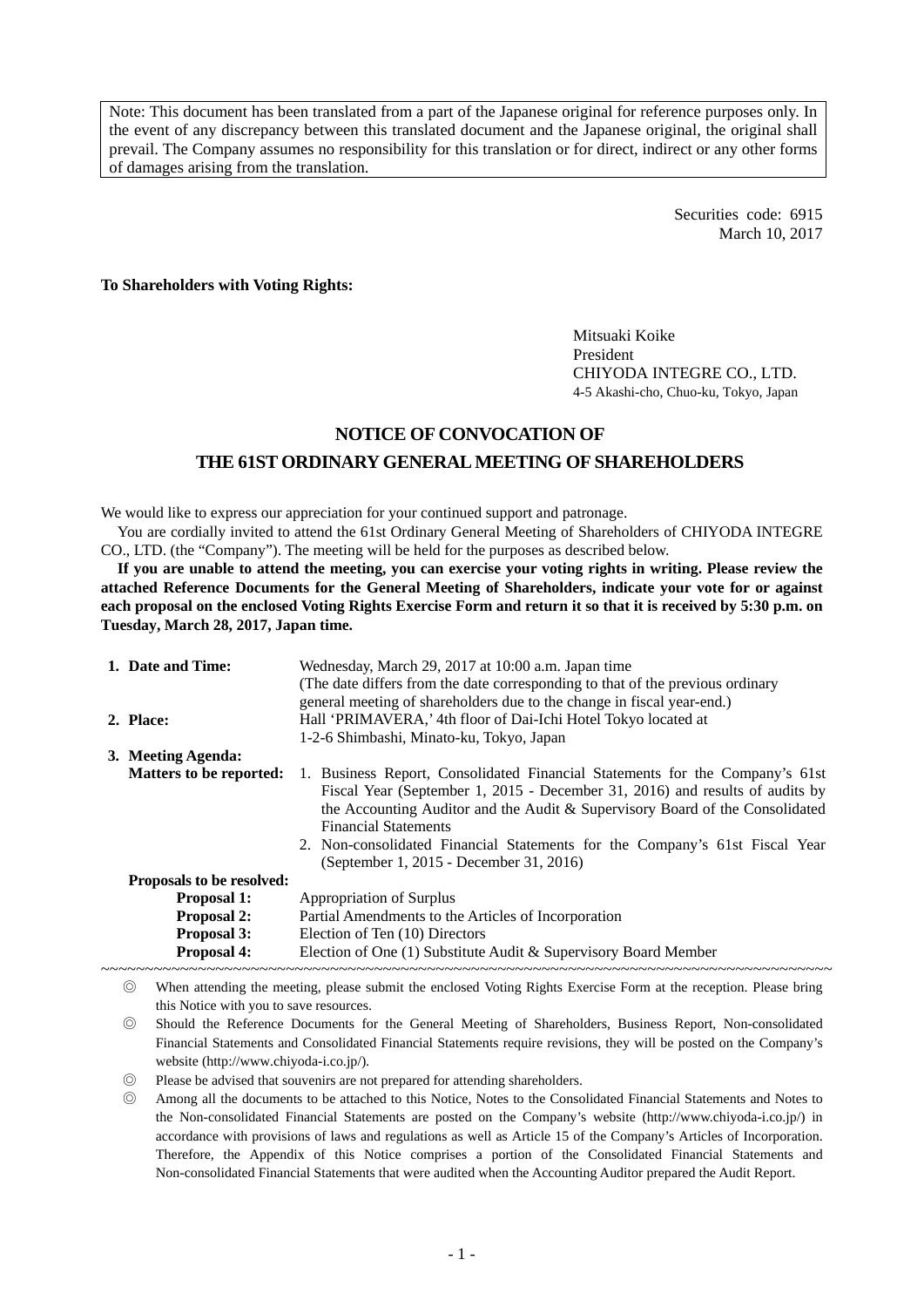Note: This document has been translated from a part of the Japanese original for reference purposes only. In the event of any discrepancy between this translated document and the Japanese original, the original shall prevail. The Company assumes no responsibility for this translation or for direct, indirect or any other forms of damages arising from the translation.

Securities code: 6915
March 10, 2017

**To Shareholders with Voting Rights:**

Mitsuaki Koike
President
CHIYODA INTEGRE CO., LTD.
4-5 Akashi-cho, Chuo-ku, Tokyo, Japan

# NOTICE OF CONVOCATION OF THE 61ST ORDINARY GENERAL MEETING OF SHAREHOLDERS

We would like to express our appreciation for your continued support and patronage.

You are cordially invited to attend the 61st Ordinary General Meeting of Shareholders of CHIYODA INTEGRE CO., LTD. (the "Company"). The meeting will be held for the purposes as described below.

**If you are unable to attend the meeting, you can exercise your voting rights in writing. Please review the attached Reference Documents for the General Meeting of Shareholders, indicate your vote for or against each proposal on the enclosed Voting Rights Exercise Form and return it so that it is received by 5:30 p.m. on Tuesday, March 28, 2017, Japan time.**

**1. Date and Time:** Wednesday, March 29, 2017 at 10:00 a.m. Japan time
(The date differs from the date corresponding to that of the previous ordinary general meeting of shareholders due to the change in fiscal year-end.)

**2. Place:** Hall 'PRIMAVERA,' 4th floor of Dai-Ichi Hotel Tokyo located at 1-2-6 Shimbashi, Minato-ku, Tokyo, Japan

**3. Meeting Agenda:**

**Matters to be reported:**

1. Business Report, Consolidated Financial Statements for the Company's 61st Fiscal Year (September 1, 2015 - December 31, 2016) and results of audits by the Accounting Auditor and the Audit & Supervisory Board of the Consolidated Financial Statements
2. Non-consolidated Financial Statements for the Company's 61st Fiscal Year (September 1, 2015 - December 31, 2016)

**Proposals to be resolved:**

**Proposal 1:** Appropriation of Surplus
**Proposal 2:** Partial Amendments to the Articles of Incorporation
**Proposal 3:** Election of Ten (10) Directors
**Proposal 4:** Election of One (1) Substitute Audit & Supervisory Board Member

~~~~~~~~~~~~~~~~~~~~~~~~~~~~~~~~~~~~~~~~~~~~~~~~~~~~~~~~~~~~~~~~~~~~~~~~~~~~~~~~

◎ When attending the meeting, please submit the enclosed Voting Rights Exercise Form at the reception. Please bring this Notice with you to save resources.

◎ Should the Reference Documents for the General Meeting of Shareholders, Business Report, Non-consolidated Financial Statements and Consolidated Financial Statements require revisions, they will be posted on the Company's website (http://www.chiyoda-i.co.jp/).

◎ Please be advised that souvenirs are not prepared for attending shareholders.

◎ Among all the documents to be attached to this Notice, Notes to the Consolidated Financial Statements and Notes to the Non-consolidated Financial Statements are posted on the Company's website (http://www.chiyoda-i.co.jp/) in accordance with provisions of laws and regulations as well as Article 15 of the Company's Articles of Incorporation. Therefore, the Appendix of this Notice comprises a portion of the Consolidated Financial Statements and Non-consolidated Financial Statements that were audited when the Accounting Auditor prepared the Audit Report.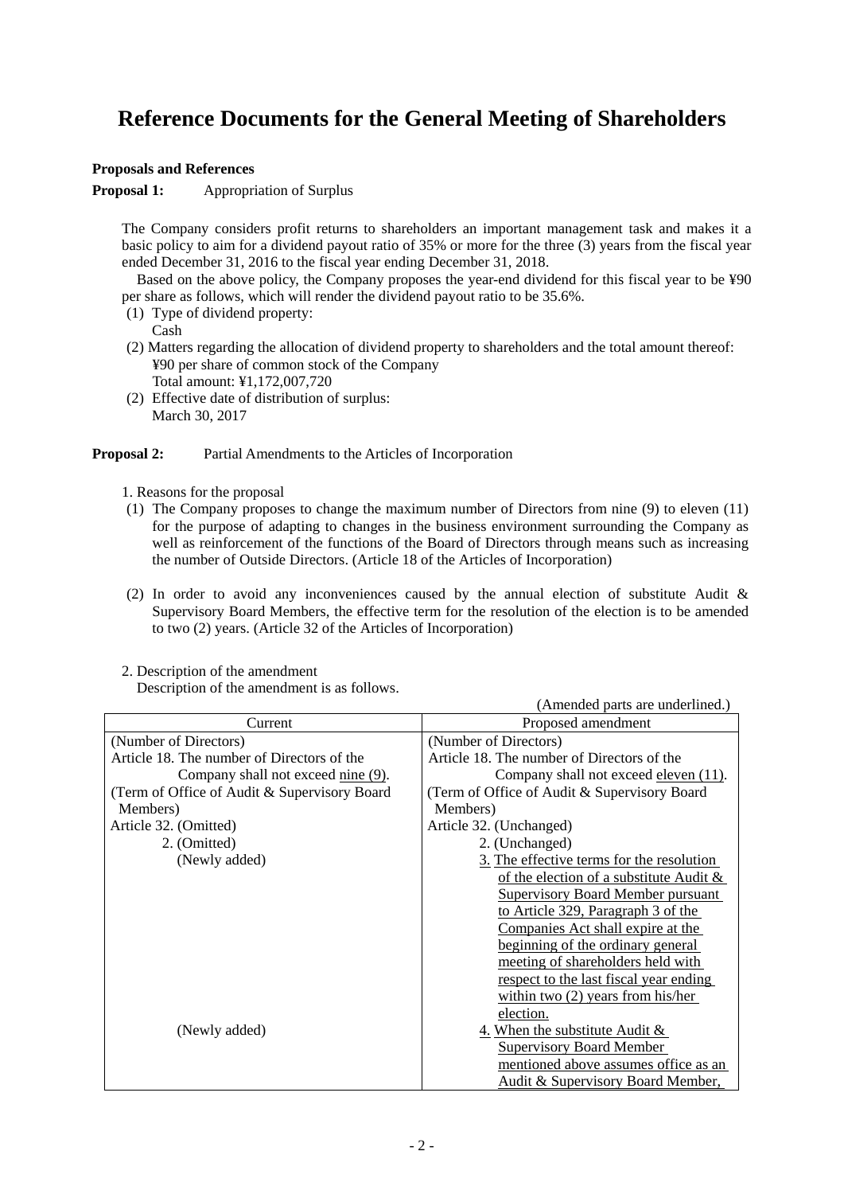# Reference Documents for the General Meeting of Shareholders

**Proposals and References**

**Proposal 1:** Appropriation of Surplus

The Company considers profit returns to shareholders an important management task and makes it a basic policy to aim for a dividend payout ratio of 35% or more for the three (3) years from the fiscal year ended December 31, 2016 to the fiscal year ending December 31, 2018.

Based on the above policy, the Company proposes the year-end dividend for this fiscal year to be ¥90 per share as follows, which will render the dividend payout ratio to be 35.6%.

(1) Type of dividend property:
Cash

(2) Matters regarding the allocation of dividend property to shareholders and the total amount thereof:
¥90 per share of common stock of the Company
Total amount: ¥1,172,007,720

(2) Effective date of distribution of surplus:
March 30, 2017

**Proposal 2:** Partial Amendments to the Articles of Incorporation

1. Reasons for the proposal

(1) The Company proposes to change the maximum number of Directors from nine (9) to eleven (11) for the purpose of adapting to changes in the business environment surrounding the Company as well as reinforcement of the functions of the Board of Directors through means such as increasing the number of Outside Directors. (Article 18 of the Articles of Incorporation)

(2) In order to avoid any inconveniences caused by the annual election of substitute Audit & Supervisory Board Members, the effective term for the resolution of the election is to be amended to two (2) years. (Article 32 of the Articles of Incorporation)

2. Description of the amendment

Description of the amendment is as follows.

(Amended parts are underlined.)

| Current | Proposed amendment |
|---|---|
| (Number of Directors)<br>Article 18. The number of Directors of the Company shall not exceed nine (9). | (Number of Directors)<br>Article 18. The number of Directors of the Company shall not exceed eleven (11). |
| (Term of Office of Audit & Supervisory Board Members)<br>Article 32. (Omitted)<br>2. (Omitted)<br>(Newly added) | (Term of Office of Audit & Supervisory Board Members)<br>Article 32. (Unchanged)<br>2. (Unchanged)<br>3. The effective terms for the resolution of the election of a substitute Audit & Supervisory Board Member pursuant to Article 329, Paragraph 3 of the Companies Act shall expire at the beginning of the ordinary general meeting of shareholders held with respect to the last fiscal year ending within two (2) years from his/her election. |
| (Newly added) | 4. When the substitute Audit & Supervisory Board Member mentioned above assumes office as an Audit & Supervisory Board Member, |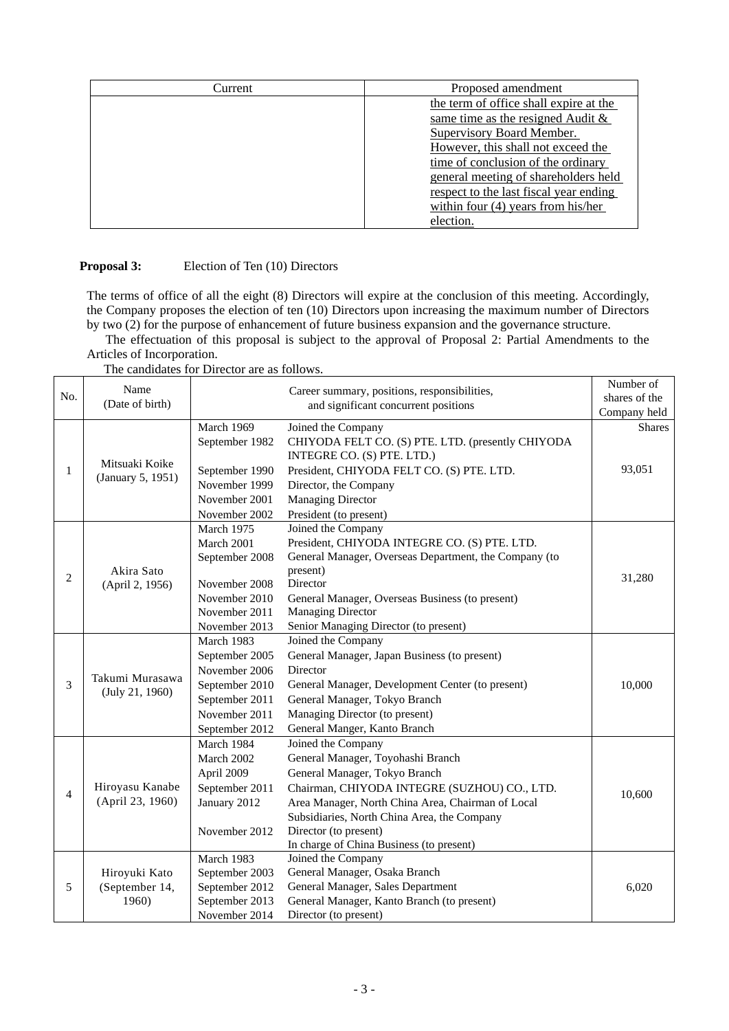| Current | Proposed amendment |
| --- | --- |
| | the term of office shall expire at the same time as the resigned Audit & Supervisory Board Member. However, this shall not exceed the time of conclusion of the ordinary general meeting of shareholders held respect to the last fiscal year ending within four (4) years from his/her election. |

**Proposal 3:** Election of Ten (10) Directors

The terms of office of all the eight (8) Directors will expire at the conclusion of this meeting. Accordingly, the Company proposes the election of ten (10) Directors upon increasing the maximum number of Directors by two (2) for the purpose of enhancement of future business expansion and the governance structure.

The effectuation of this proposal is subject to the approval of Proposal 2: Partial Amendments to the Articles of Incorporation.

The candidates for Director are as follows.

| No. | Name (Date of birth) | Career summary, positions, responsibilities, and significant concurrent positions | | Number of shares of the Company held |
| --- | --- | --- | --- | --- |
| | | | | Shares |
| 1 | Mitsuaki Koike (January 5, 1951) | March 1969<br>September 1982<br><br>September 1990<br>November 1999<br>November 2001<br>November 2002 | Joined the Company<br>CHIYODA FELT CO. (S) PTE. LTD. (presently CHIYODA INTEGRE CO. (S) PTE. LTD.)<br>President, CHIYODA FELT CO. (S) PTE. LTD.<br>Director, the Company<br>Managing Director<br>President (to present) | 93,051 |
| 2 | Akira Sato (April 2, 1956) | March 1975<br>March 2001<br>September 2008<br><br>November 2008<br>November 2010<br>November 2011<br>November 2013 | Joined the Company<br>President, CHIYODA INTEGRE CO. (S) PTE. LTD.<br>General Manager, Overseas Department, the Company (to present)<br>Director<br>General Manager, Overseas Business (to present)<br>Managing Director<br>Senior Managing Director (to present) | 31,280 |
| 3 | Takumi Murasawa (July 21, 1960) | March 1983<br>September 2005<br>November 2006<br>September 2010<br>September 2011<br>November 2011<br>September 2012 | Joined the Company<br>General Manager, Japan Business (to present)<br>Director<br>General Manager, Development Center (to present)<br>General Manager, Tokyo Branch<br>Managing Director (to present)<br>General Manger, Kanto Branch | 10,000 |
| 4 | Hiroyasu Kanabe (April 23, 1960) | March 1984<br>March 2002<br>April 2009<br>September 2011<br>January 2012<br><br>November 2012 | Joined the Company<br>General Manager, Toyohashi Branch<br>General Manager, Tokyo Branch<br>Chairman, CHIYODA INTEGRE (SUZHOU) CO., LTD.<br>Area Manager, North China Area, Chairman of Local Subsidiaries, North China Area, the Company<br>Director (to present)<br>In charge of China Business (to present) | 10,600 |
| 5 | Hiroyuki Kato (September 14, 1960) | March 1983<br>September 2003<br>September 2012<br>September 2013<br>November 2014 | Joined the Company<br>General Manager, Osaka Branch<br>General Manager, Sales Department<br>General Manager, Kanto Branch (to present)<br>Director (to present) | 6,020 |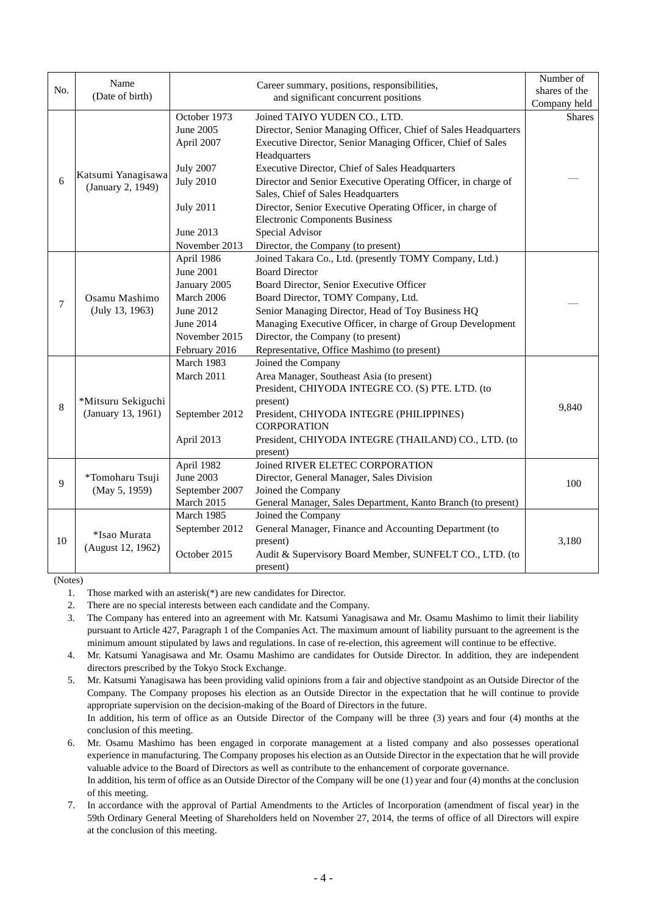| No. | Name (Date of birth) | Career summary, positions, responsibilities, and significant concurrent positions | | Number of shares of the Company held |
|---|---|---|---|---|
| 6 | Katsumi Yanagisawa (January 2, 1949) | October 1973 | Joined TAIYO YUDEN CO., LTD. | Shares<br>— |
| | | June 2005 | Director, Senior Managing Officer, Chief of Sales Headquarters | |
| | | April 2007 | Executive Director, Senior Managing Officer, Chief of Sales Headquarters | |
| | | July 2007 | Executive Director, Chief of Sales Headquarters | |
| | | July 2010 | Director and Senior Executive Operating Officer, in charge of Sales, Chief of Sales Headquarters | |
| | | July 2011 | Director, Senior Executive Operating Officer, in charge of Electronic Components Business | |
| | | June 2013 | Special Advisor | |
| | | November 2013 | Director, the Company (to present) | |
| 7 | Osamu Mashimo (July 13, 1963) | April 1986 | Joined Takara Co., Ltd. (presently TOMY Company, Ltd.) | — |
| | | June 2001 | Board Director | |
| | | January 2005 | Board Director, Senior Executive Officer | |
| | | March 2006 | Board Director, TOMY Company, Ltd. | |
| | | June 2012 | Senior Managing Director, Head of Toy Business HQ | |
| | | June 2014 | Managing Executive Officer, in charge of Group Development | |
| | | November 2015 | Director, the Company (to present) | |
| | | February 2016 | Representative, Office Mashimo (to present) | |
| 8 | *Mitsuru Sekiguchi (January 13, 1961) | March 1983 | Joined the Company | 9,840 |
| | | March 2011 | Area Manager, Southeast Asia (to present)<br>President, CHIYODA INTEGRE CO. (S) PTE. LTD. (to present) | |
| | | September 2012 | President, CHIYODA INTEGRE (PHILIPPINES) CORPORATION | |
| | | April 2013 | President, CHIYODA INTEGRE (THAILAND) CO., LTD. (to present) | |
| 9 | *Tomoharu Tsuji (May 5, 1959) | April 1982 | Joined RIVER ELETEC CORPORATION | 100 |
| | | June 2003 | Director, General Manager, Sales Division | |
| | | September 2007 | Joined the Company | |
| | | March 2015 | General Manager, Sales Department, Kanto Branch (to present) | |
| 10 | *Isao Murata (August 12, 1962) | March 1985 | Joined the Company | 3,180 |
| | | September 2012 | General Manager, Finance and Accounting Department (to present) | |
| | | October 2015 | Audit & Supervisory Board Member, SUNFELT CO., LTD. (to present) | |

(Notes)

1. Those marked with an asterisk(*) are new candidates for Director.
2. There are no special interests between each candidate and the Company.
3. The Company has entered into an agreement with Mr. Katsumi Yanagisawa and Mr. Osamu Mashimo to limit their liability pursuant to Article 427, Paragraph 1 of the Companies Act. The maximum amount of liability pursuant to the agreement is the minimum amount stipulated by laws and regulations. In case of re-election, this agreement will continue to be effective.
4. Mr. Katsumi Yanagisawa and Mr. Osamu Mashimo are candidates for Outside Director. In addition, they are independent directors prescribed by the Tokyo Stock Exchange.
5. Mr. Katsumi Yanagisawa has been providing valid opinions from a fair and objective standpoint as an Outside Director of the Company. The Company proposes his election as an Outside Director in the expectation that he will continue to provide appropriate supervision on the decision-making of the Board of Directors in the future.
   In addition, his term of office as an Outside Director of the Company will be three (3) years and four (4) months at the conclusion of this meeting.
6. Mr. Osamu Mashimo has been engaged in corporate management at a listed company and also possesses operational experience in manufacturing. The Company proposes his election as an Outside Director in the expectation that he will provide valuable advice to the Board of Directors as well as contribute to the enhancement of corporate governance.
   In addition, his term of office as an Outside Director of the Company will be one (1) year and four (4) months at the conclusion of this meeting.
7. In accordance with the approval of Partial Amendments to the Articles of Incorporation (amendment of fiscal year) in the 59th Ordinary General Meeting of Shareholders held on November 27, 2014, the terms of office of all Directors will expire at the conclusion of this meeting.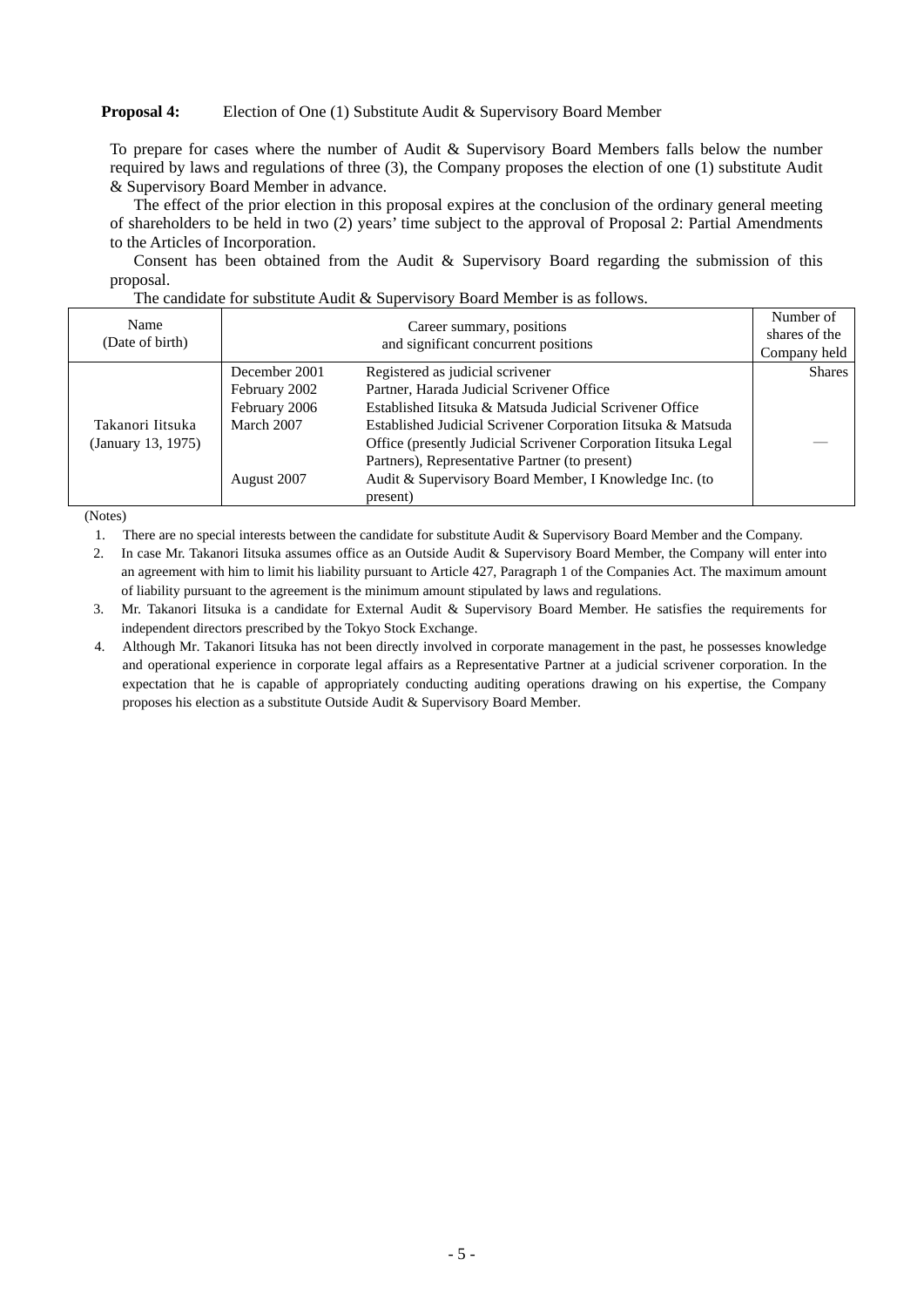**Proposal 4:** Election of One (1) Substitute Audit & Supervisory Board Member

To prepare for cases where the number of Audit & Supervisory Board Members falls below the number required by laws and regulations of three (3), the Company proposes the election of one (1) substitute Audit & Supervisory Board Member in advance.

The effect of the prior election in this proposal expires at the conclusion of the ordinary general meeting of shareholders to be held in two (2) years' time subject to the approval of Proposal 2: Partial Amendments to the Articles of Incorporation.

Consent has been obtained from the Audit & Supervisory Board regarding the submission of this proposal.

The candidate for substitute Audit & Supervisory Board Member is as follows.

| Name (Date of birth) | Career summary, positions and significant concurrent positions | | Number of shares of the Company held |
|---|---|---|---|
| Takanori Iitsuka (January 13, 1975) | December 2001 | Registered as judicial scrivener | Shares |
| | February 2002 | Partner, Harada Judicial Scrivener Office | |
| | February 2006 | Established Iitsuka & Matsuda Judicial Scrivener Office | |
| | March 2007 | Established Judicial Scrivener Corporation Iitsuka & Matsuda Office (presently Judicial Scrivener Corporation Iitsuka Legal Partners), Representative Partner (to present) | — |
| | August 2007 | Audit & Supervisory Board Member, I Knowledge Inc. (to present) | |

(Notes)

1. There are no special interests between the candidate for substitute Audit & Supervisory Board Member and the Company.
2. In case Mr. Takanori Iitsuka assumes office as an Outside Audit & Supervisory Board Member, the Company will enter into an agreement with him to limit his liability pursuant to Article 427, Paragraph 1 of the Companies Act. The maximum amount of liability pursuant to the agreement is the minimum amount stipulated by laws and regulations.
3. Mr. Takanori Iitsuka is a candidate for External Audit & Supervisory Board Member. He satisfies the requirements for independent directors prescribed by the Tokyo Stock Exchange.
4. Although Mr. Takanori Iitsuka has not been directly involved in corporate management in the past, he possesses knowledge and operational experience in corporate legal affairs as a Representative Partner at a judicial scrivener corporation. In the expectation that he is capable of appropriately conducting auditing operations drawing on his expertise, the Company proposes his election as a substitute Outside Audit & Supervisory Board Member.